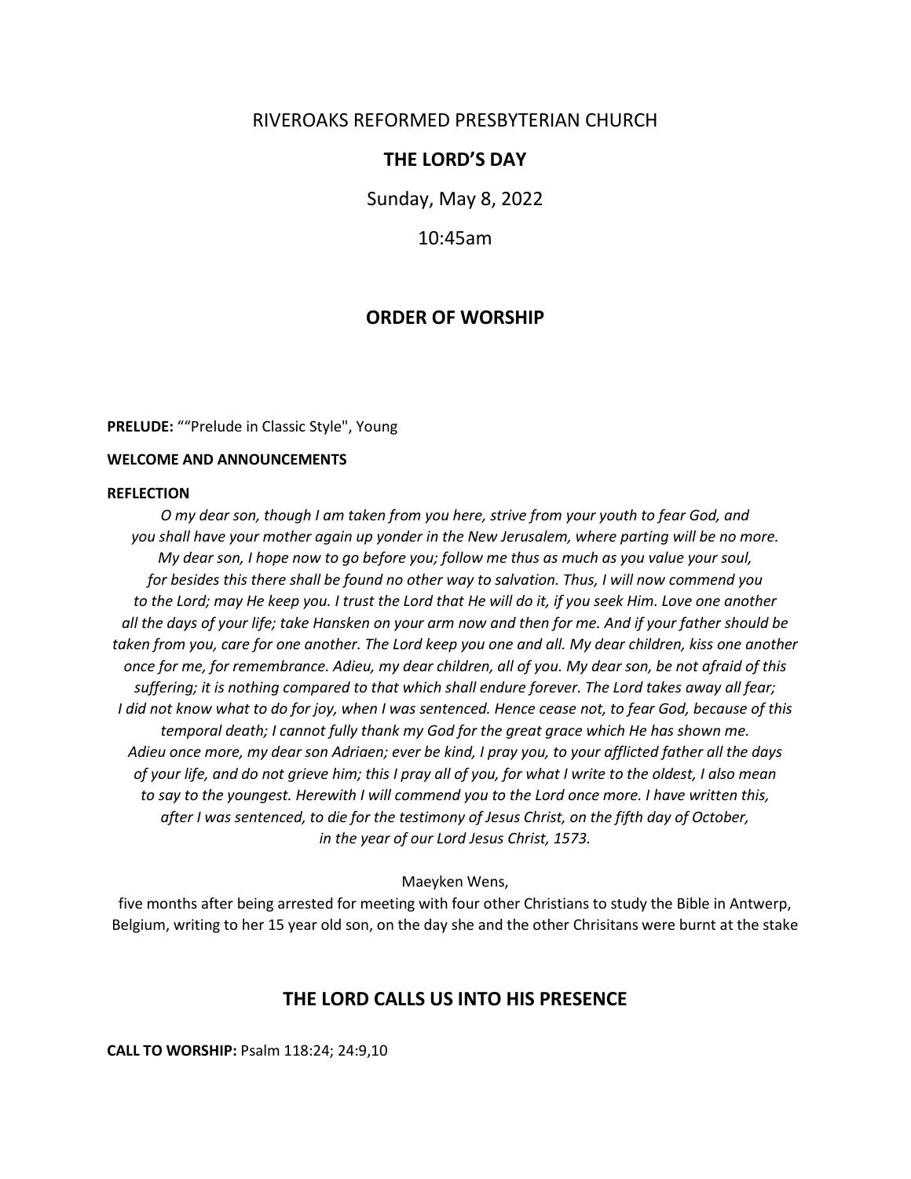# RIVEROAKS REFORMED PRESBYTERIAN CHURCH

## THE LORD'S DAY

Sunday, May 8, 2022

10:45am

## ORDER OF WORSHIP

**PRELUDE:** ""Prelude in Classic Style", Young

**WELCOME AND ANNOUNCEMENTS**

**REFLECTION**

*O my dear son, though I am taken from you here, strive from your youth to fear God, and you shall have your mother again up yonder in the New Jerusalem, where parting will be no more. My dear son, I hope now to go before you; follow me thus as much as you value your soul, for besides this there shall be found no other way to salvation. Thus, I will now commend you to the Lord; may He keep you. I trust the Lord that He will do it, if you seek Him. Love one another all the days of your life; take Hansken on your arm now and then for me. And if your father should be taken from you, care for one another. The Lord keep you one and all. My dear children, kiss one another once for me, for remembrance. Adieu, my dear children, all of you. My dear son, be not afraid of this suffering; it is nothing compared to that which shall endure forever. The Lord takes away all fear; I did not know what to do for joy, when I was sentenced. Hence cease not, to fear God, because of this temporal death; I cannot fully thank my God for the great grace which He has shown me. Adieu once more, my dear son Adriaen; ever be kind, I pray you, to your afflicted father all the days of your life, and do not grieve him; this I pray all of you, for what I write to the oldest, I also mean to say to the youngest. Herewith I will commend you to the Lord once more. I have written this, after I was sentenced, to die for the testimony of Jesus Christ, on the fifth day of October, in the year of our Lord Jesus Christ, 1573.*

Maeyken Wens,
five months after being arrested for meeting with four other Christians to study the Bible in Antwerp, Belgium, writing to her 15 year old son, on the day she and the other Chrisitans were burnt at the stake

## THE LORD CALLS US INTO HIS PRESENCE

**CALL TO WORSHIP:** Psalm 118:24; 24:9,10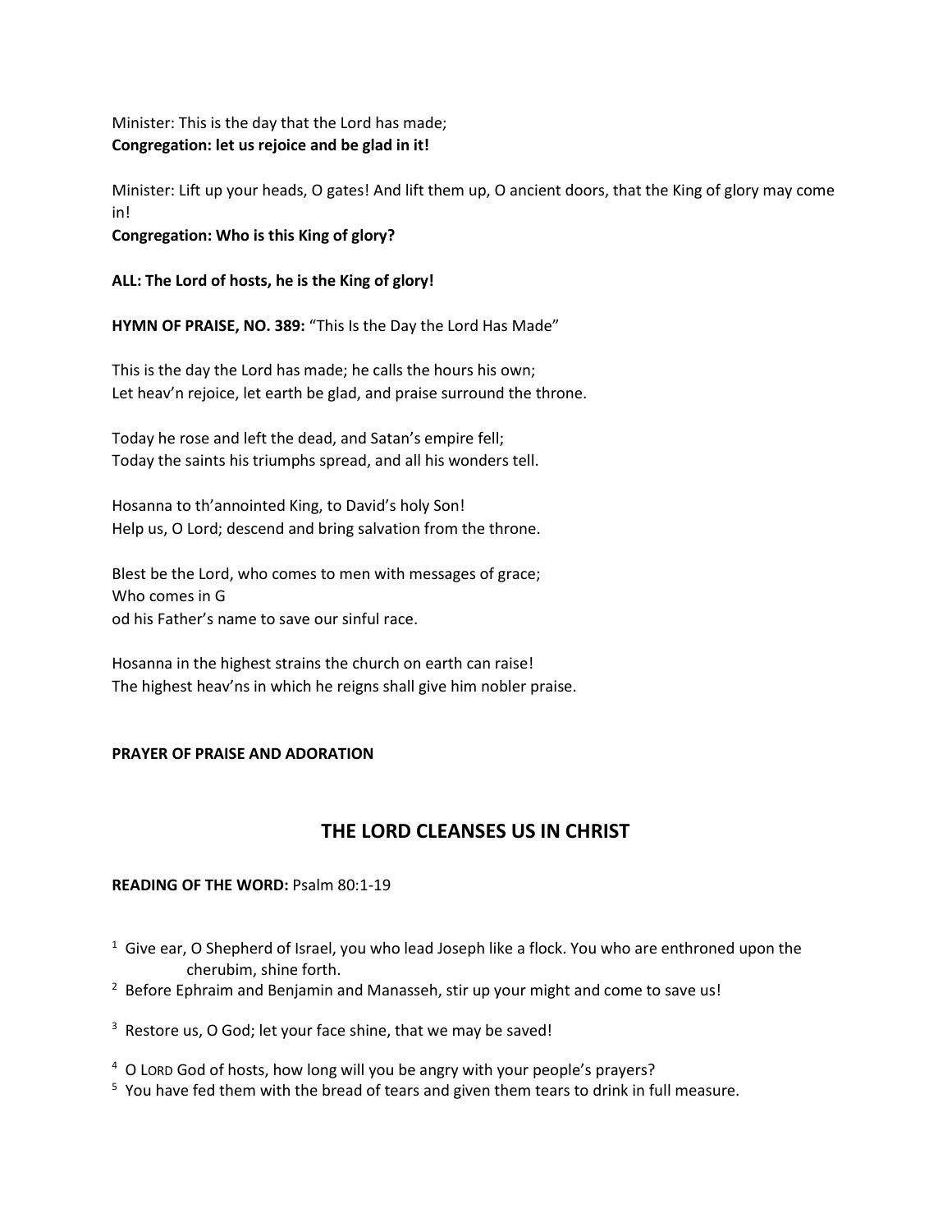Minister: This is the day that the Lord has made;
**Congregation: let us rejoice and be glad in it!**

Minister: Lift up your heads, O gates! And lift them up, O ancient doors, that the King of glory may come in!
**Congregation: Who is this King of glory?**

**ALL: The Lord of hosts, he is the King of glory!**

**HYMN OF PRAISE, NO. 389:** "This Is the Day the Lord Has Made"

This is the day the Lord has made; he calls the hours his own;
Let heav'n rejoice, let earth be glad, and praise surround the throne.

Today he rose and left the dead, and Satan's empire fell;
Today the saints his triumphs spread, and all his wonders tell.

Hosanna to th'annointed King, to David's holy Son!
Help us, O Lord; descend and bring salvation from the throne.

Blest be the Lord, who comes to men with messages of grace;
Who comes in G
od his Father's name to save our sinful race.

Hosanna in the highest strains the church on earth can raise!
The highest heav'ns in which he reigns shall give him nobler praise.

**PRAYER OF PRAISE AND ADORATION**

## THE LORD CLEANSES US IN CHRIST

**READING OF THE WORD:** Psalm 80:1-19

1 Give ear, O Shepherd of Israel, you who lead Joseph like a flock. You who are enthroned upon the cherubim, shine forth.
2 Before Ephraim and Benjamin and Manasseh, stir up your might and come to save us!

3 Restore us, O God; let your face shine, that we may be saved!

4 O LORD God of hosts, how long will you be angry with your people's prayers?
5 You have fed them with the bread of tears and given them tears to drink in full measure.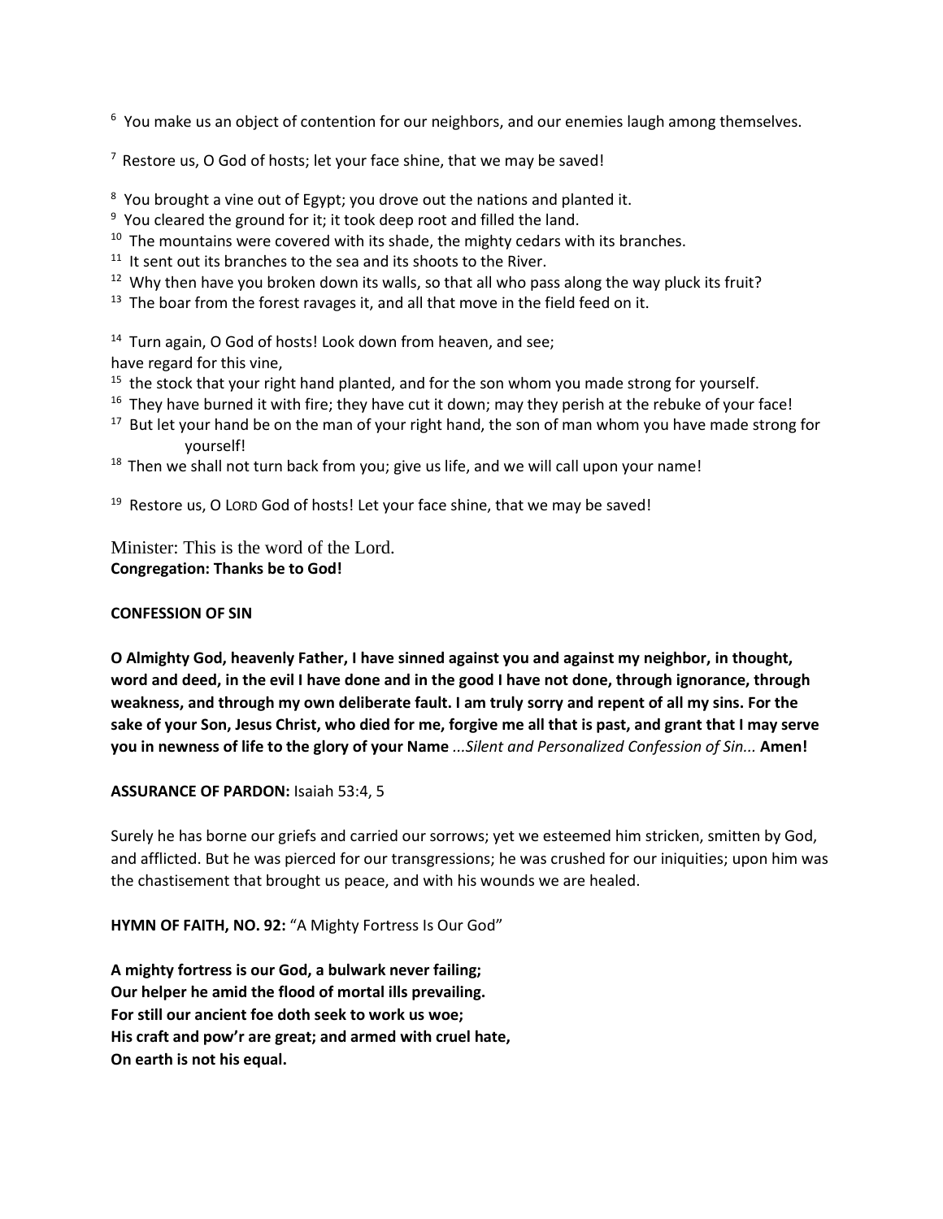[6] You make us an object of contention for our neighbors, and our enemies laugh among themselves.

[7] Restore us, O God of hosts; let your face shine, that we may be saved!

[8] You brought a vine out of Egypt; you drove out the nations and planted it.
[9] You cleared the ground for it; it took deep root and filled the land.
[10] The mountains were covered with its shade, the mighty cedars with its branches.
[11] It sent out its branches to the sea and its shoots to the River.
[12] Why then have you broken down its walls, so that all who pass along the way pluck its fruit?
[13] The boar from the forest ravages it, and all that move in the field feed on it.

[14] Turn again, O God of hosts! Look down from heaven, and see;
have regard for this vine,
[15] the stock that your right hand planted, and for the son whom you made strong for yourself.
[16] They have burned it with fire; they have cut it down; may they perish at the rebuke of your face!
[17] But let your hand be on the man of your right hand, the son of man whom you have made strong for yourself!
[18] Then we shall not turn back from you; give us life, and we will call upon your name!

[19] Restore us, O LORD God of hosts! Let your face shine, that we may be saved!

Minister: This is the word of the Lord.
**Congregation: Thanks be to God!**

**CONFESSION OF SIN**

**O Almighty God, heavenly Father, I have sinned against you and against my neighbor, in thought, word and deed, in the evil I have done and in the good I have not done, through ignorance, through weakness, and through my own deliberate fault. I am truly sorry and repent of all my sins. For the sake of your Son, Jesus Christ, who died for me, forgive me all that is past, and grant that I may serve you in newness of life to the glory of your Name** *...Silent and Personalized Confession of Sin...* **Amen!**

**ASSURANCE OF PARDON:** Isaiah 53:4, 5

Surely he has borne our griefs and carried our sorrows; yet we esteemed him stricken, smitten by God, and afflicted. But he was pierced for our transgressions; he was crushed for our iniquities; upon him was the chastisement that brought us peace, and with his wounds we are healed.

**HYMN OF FAITH, NO. 92:** "A Mighty Fortress Is Our God"

**A mighty fortress is our God, a bulwark never failing;**
**Our helper he amid the flood of mortal ills prevailing.**
**For still our ancient foe doth seek to work us woe;**
**His craft and pow'r are great; and armed with cruel hate,**
**On earth is not his equal.**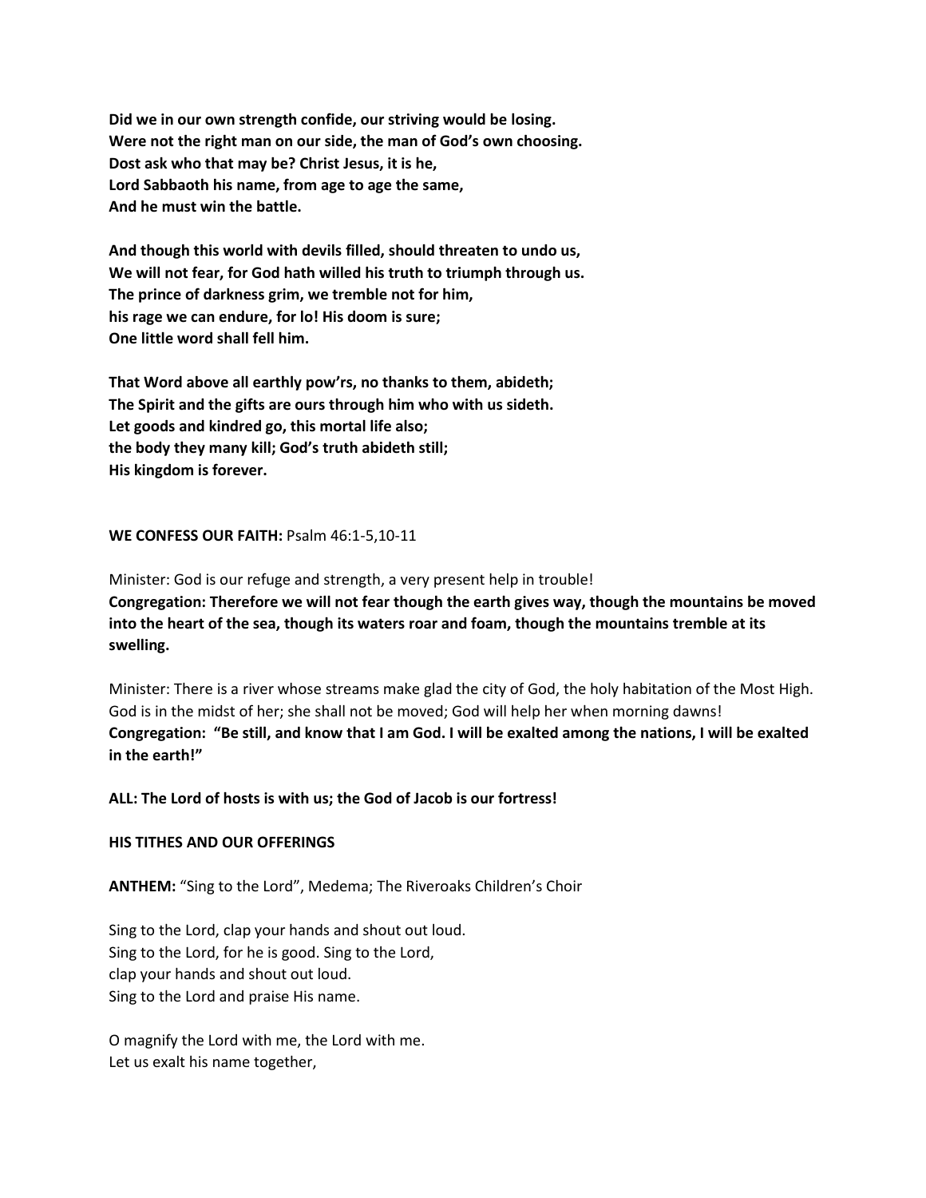**Did we in our own strength confide, our striving would be losing.**
**Were not the right man on our side, the man of God's own choosing.**
**Dost ask who that may be? Christ Jesus, it is he,**
**Lord Sabbaoth his name, from age to age the same,**
**And he must win the battle.**

**And though this world with devils filled, should threaten to undo us,**
**We will not fear, for God hath willed his truth to triumph through us.**
**The prince of darkness grim, we tremble not for him,**
**his rage we can endure, for lo! His doom is sure;**
**One little word shall fell him.**

**That Word above all earthly pow'rs, no thanks to them, abideth;**
**The Spirit and the gifts are ours through him who with us sideth.**
**Let goods and kindred go, this mortal life also;**
**the body they many kill; God's truth abideth still;**
**His kingdom is forever.**

**WE CONFESS OUR FAITH:** Psalm 46:1-5,10-11

Minister: God is our refuge and strength, a very present help in trouble!
**Congregation: Therefore we will not fear though the earth gives way, though the mountains be moved into the heart of the sea, though its waters roar and foam, though the mountains tremble at its swelling.**

Minister: There is a river whose streams make glad the city of God, the holy habitation of the Most High. God is in the midst of her; she shall not be moved; God will help her when morning dawns!
**Congregation: "Be still, and know that I am God. I will be exalted among the nations, I will be exalted in the earth!"**

**ALL: The Lord of hosts is with us; the God of Jacob is our fortress!**

**HIS TITHES AND OUR OFFERINGS**

**ANTHEM:** "Sing to the Lord", Medema; The Riveroaks Children's Choir

Sing to the Lord, clap your hands and shout out loud.
Sing to the Lord, for he is good. Sing to the Lord,
clap your hands and shout out loud.
Sing to the Lord and praise His name.

O magnify the Lord with me, the Lord with me.
Let us exalt his name together,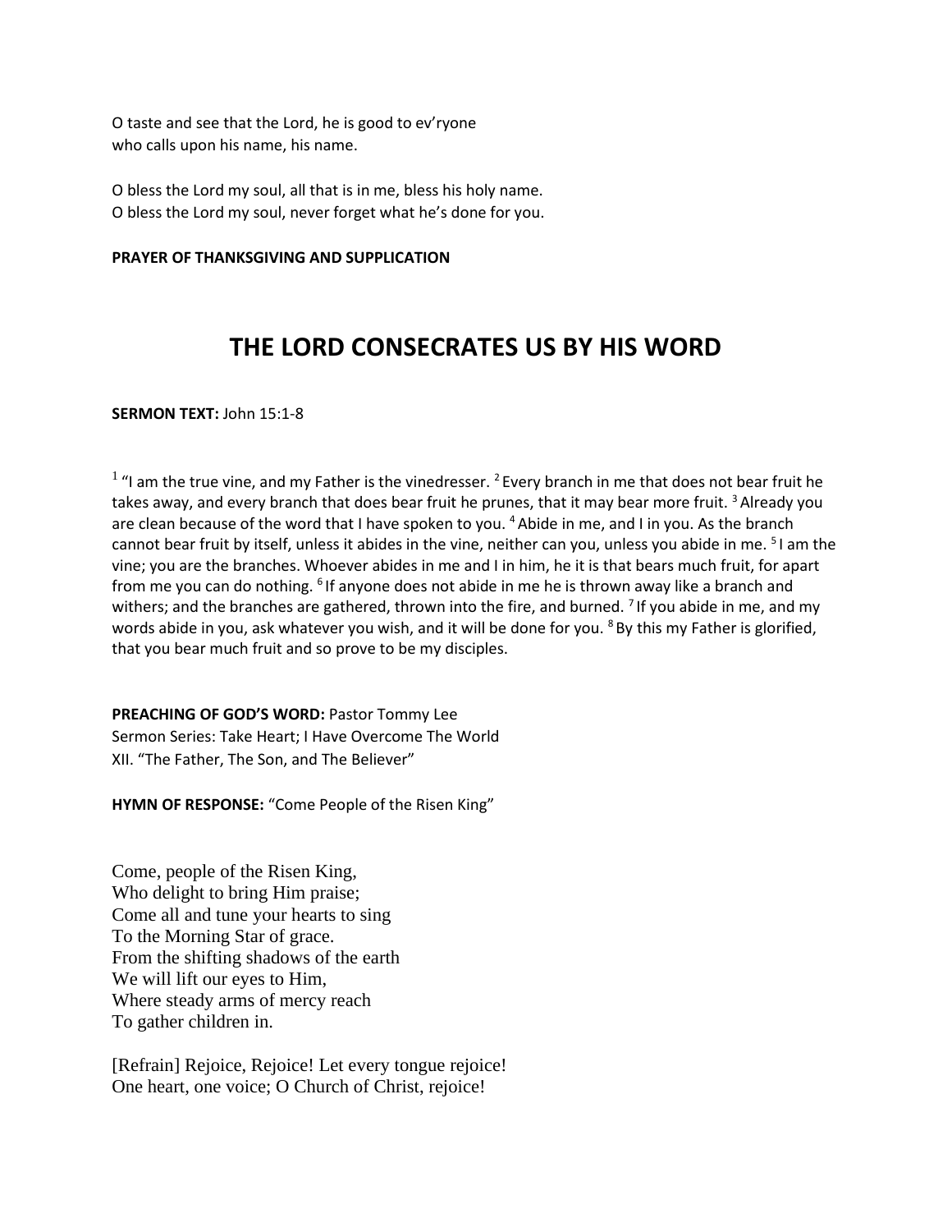O taste and see that the Lord, he is good to ev'ryone
who calls upon his name, his name.

O bless the Lord my soul, all that is in me, bless his holy name.
O bless the Lord my soul, never forget what he's done for you.

**PRAYER OF THANKSGIVING AND SUPPLICATION**

# THE LORD CONSECRATES US BY HIS WORD

**SERMON TEXT:** John 15:1-8

[1] "I am the true vine, and my Father is the vinedresser. [2] Every branch in me that does not bear fruit he takes away, and every branch that does bear fruit he prunes, that it may bear more fruit. [3] Already you are clean because of the word that I have spoken to you. [4] Abide in me, and I in you. As the branch cannot bear fruit by itself, unless it abides in the vine, neither can you, unless you abide in me. [5] I am the vine; you are the branches. Whoever abides in me and I in him, he it is that bears much fruit, for apart from me you can do nothing. [6] If anyone does not abide in me he is thrown away like a branch and withers; and the branches are gathered, thrown into the fire, and burned. [7] If you abide in me, and my words abide in you, ask whatever you wish, and it will be done for you. [8] By this my Father is glorified, that you bear much fruit and so prove to be my disciples.

**PREACHING OF GOD'S WORD:** Pastor Tommy Lee
Sermon Series: Take Heart; I Have Overcome The World
XII. "The Father, The Son, and The Believer"

**HYMN OF RESPONSE:** "Come People of the Risen King"

Come, people of the Risen King,
Who delight to bring Him praise;
Come all and tune your hearts to sing
To the Morning Star of grace.
From the shifting shadows of the earth
We will lift our eyes to Him,
Where steady arms of mercy reach
To gather children in.

[Refrain] Rejoice, Rejoice! Let every tongue rejoice!
One heart, one voice; O Church of Christ, rejoice!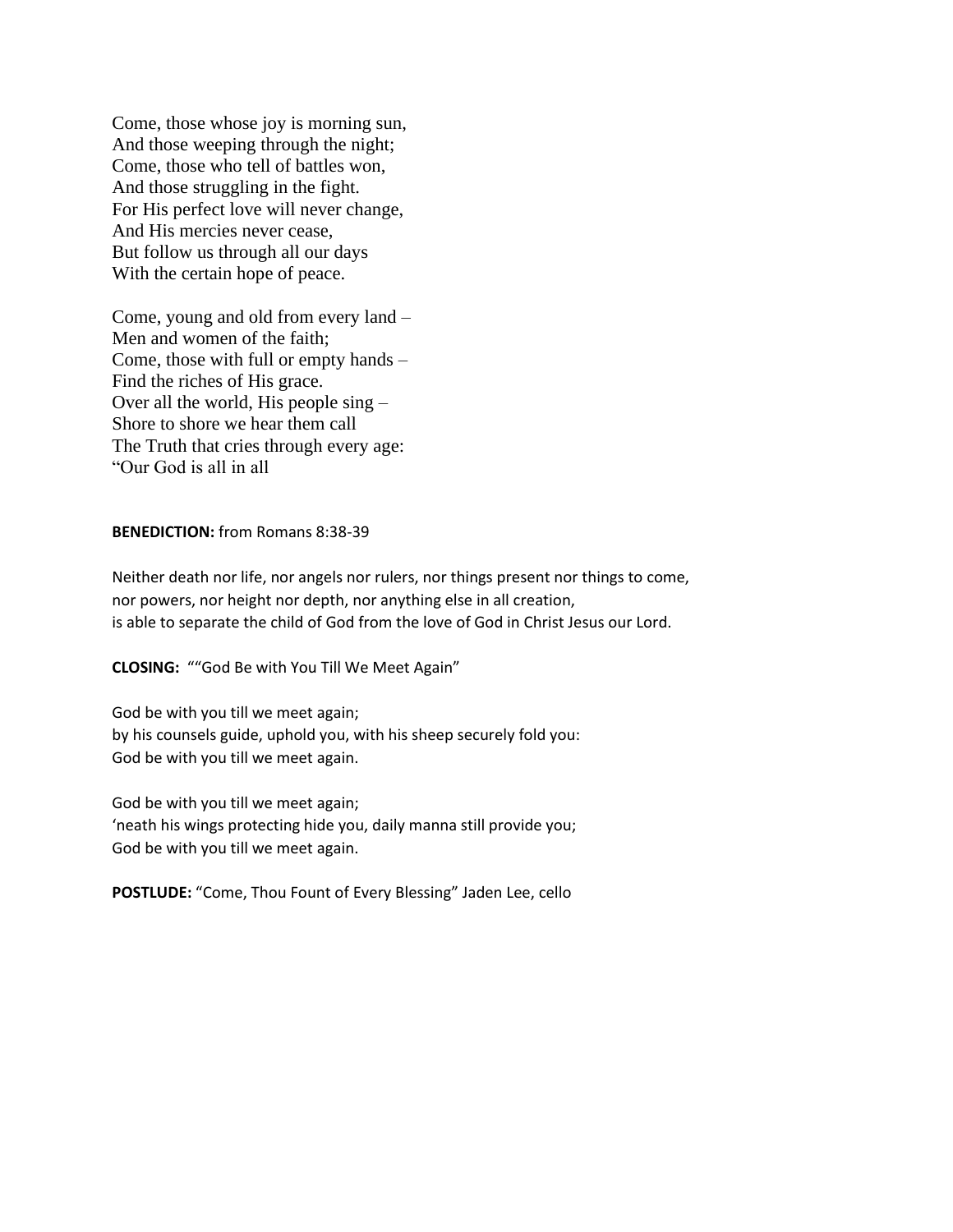Come, those whose joy is morning sun,
And those weeping through the night;
Come, those who tell of battles won,
And those struggling in the fight.
For His perfect love will never change,
And His mercies never cease,
But follow us through all our days
With the certain hope of peace.

Come, young and old from every land –
Men and women of the faith;
Come, those with full or empty hands –
Find the riches of His grace.
Over all the world, His people sing –
Shore to shore we hear them call
The Truth that cries through every age:
"Our God is all in all

**BENEDICTION:** from Romans 8:38-39

Neither death nor life, nor angels nor rulers, nor things present nor things to come,
nor powers, nor height nor depth, nor anything else in all creation,
is able to separate the child of God from the love of God in Christ Jesus our Lord.

**CLOSING:** ""God Be with You Till We Meet Again"

God be with you till we meet again;
by his counsels guide, uphold you, with his sheep securely fold you:
God be with you till we meet again.

God be with you till we meet again;
'neath his wings protecting hide you, daily manna still provide you;
God be with you till we meet again.

**POSTLUDE:** "Come, Thou Fount of Every Blessing" Jaden Lee, cello